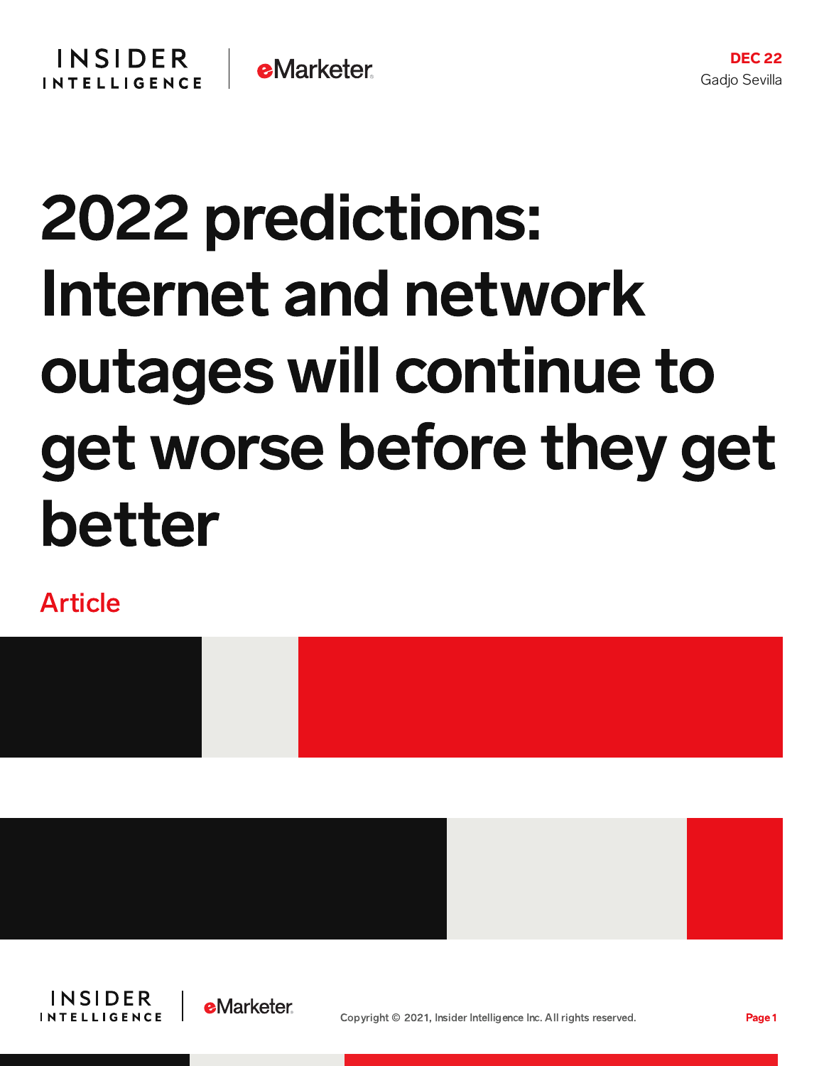DEC 22

Gadjo Sevilla

# 2022 predictions: Internet and network outages will continue to get worse before they get better

Article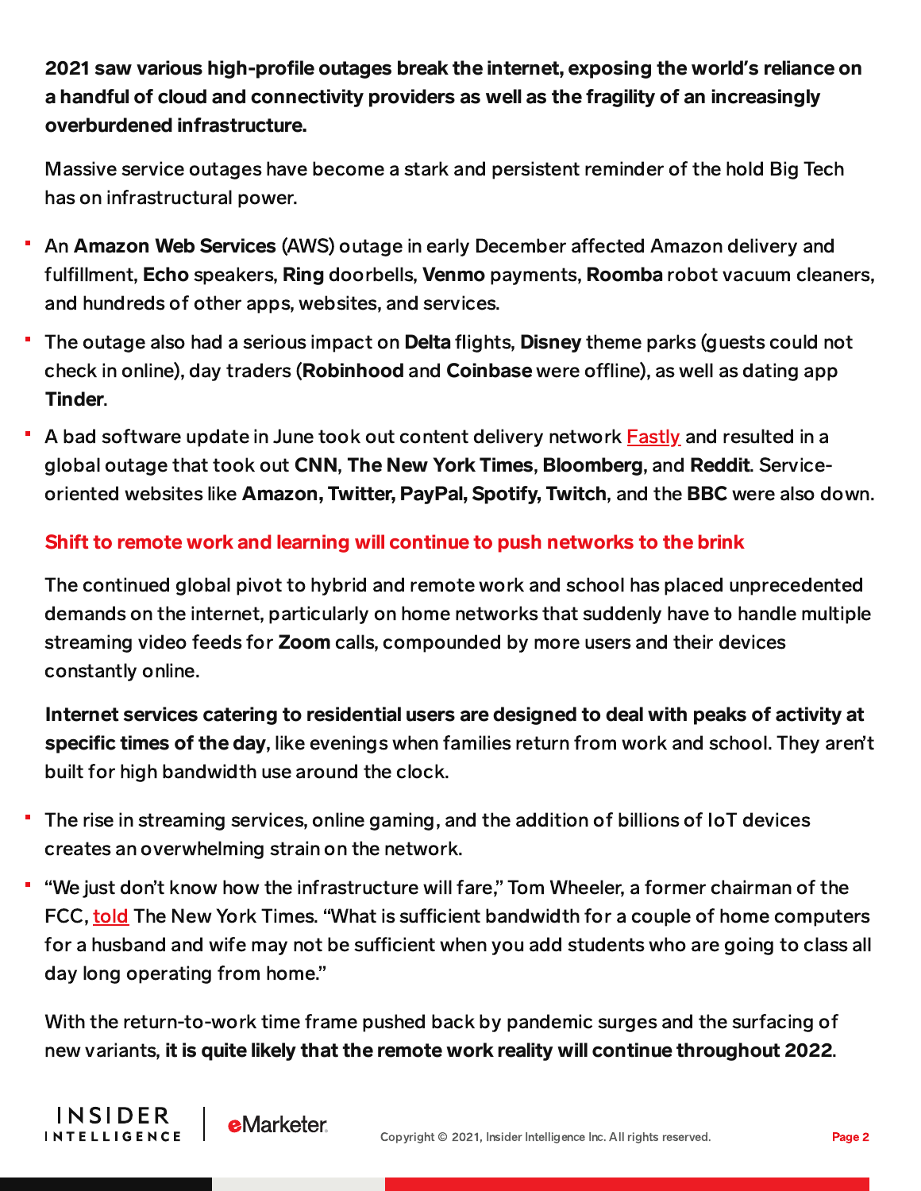**2021 saw various high-profile outages break the internet, exposing the world's reliance on a handful of cloud and connectivity providers as well as the fragility of an increasingly overburdened infrastructure.**

Massive service outages have become a stark and persistent reminder of the hold Big Tech has on infrastructural power.

- An **Amazon Web Services** (AWS) outage in early December affected Amazon delivery and fulfillment, **Echo** speakers, **Ring** doorbells, **Venmo** payments, **Roomba** robot vacuum cleaners, and hundreds of other apps, websites, and services.
- The outage also had a serious impact on **Delta** flights, **Disney** theme parks (guests could not check in online), day traders (**Robinhood** and **Coinbase** were offline), as well as dating app **Tinder**.
- A bad software update in June took out content delivery network Fastly and resulted in a global outage that took out **CNN**, **The New York Times**, **Bloomberg**, and **Reddit**. Service-oriented websites like **Amazon, Twitter, PayPal, Spotify, Twitch**, and the **BBC** were also down.

## Shift to remote work and learning will continue to push networks to the brink

The continued global pivot to hybrid and remote work and school has placed unprecedented demands on the internet, particularly on home networks that suddenly have to handle multiple streaming video feeds for **Zoom** calls, compounded by more users and their devices constantly online.

**Internet services catering to residential users are designed to deal with peaks of activity at specific times of the day**, like evenings when families return from work and school. They aren't built for high bandwidth use around the clock.

- The rise in streaming services, online gaming, and the addition of billions of IoT devices creates an overwhelming strain on the network.
- "We just don't know how the infrastructure will fare," Tom Wheeler, a former chairman of the FCC, told The New York Times. "What is sufficient bandwidth for a couple of home computers for a husband and wife may not be sufficient when you add students who are going to class all day long operating from home."

With the return-to-work time frame pushed back by pandemic surges and the surfacing of new variants, **it is quite likely that the remote work reality will continue throughout 2022**.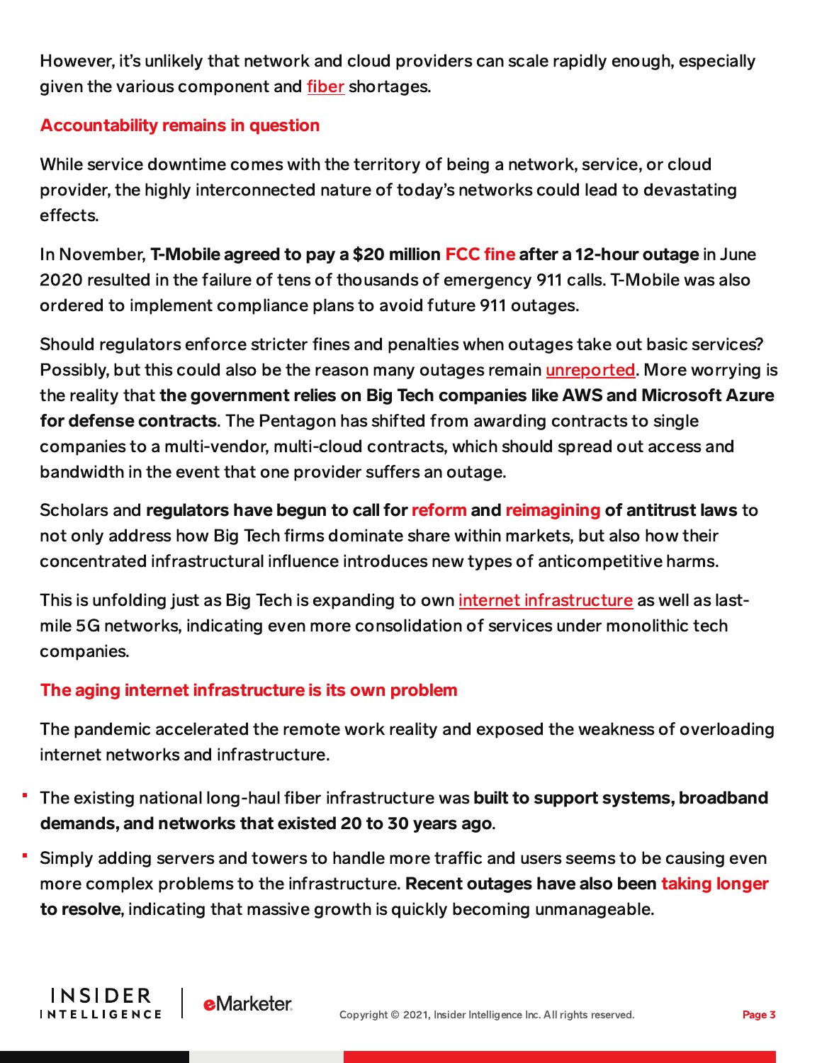However, it's unlikely that network and cloud providers can scale rapidly enough, especially given the various component and fiber shortages.

## Accountability remains in question

While service downtime comes with the territory of being a network, service, or cloud provider, the highly interconnected nature of today's networks could lead to devastating effects.

In November, **T-Mobile agreed to pay a $20 million FCC fine after a 12-hour outage** in June 2020 resulted in the failure of tens of thousands of emergency 911 calls. T-Mobile was also ordered to implement compliance plans to avoid future 911 outages.

Should regulators enforce stricter fines and penalties when outages take out basic services? Possibly, but this could also be the reason many outages remain unreported. More worrying is the reality that **the government relies on Big Tech companies like AWS and Microsoft Azure for defense contracts**. The Pentagon has shifted from awarding contracts to single companies to a multi-vendor, multi-cloud contracts, which should spread out access and bandwidth in the event that one provider suffers an outage.

Scholars and **regulators have begun to call for reform and reimagining of antitrust laws** to not only address how Big Tech firms dominate share within markets, but also how their concentrated infrastructural influence introduces new types of anticompetitive harms.

This is unfolding just as Big Tech is expanding to own internet infrastructure as well as last-mile 5G networks, indicating even more consolidation of services under monolithic tech companies.

## The aging internet infrastructure is its own problem

The pandemic accelerated the remote work reality and exposed the weakness of overloading internet networks and infrastructure.

- The existing national long-haul fiber infrastructure was **built to support systems, broadband demands, and networks that existed 20 to 30 years ago**.
- Simply adding servers and towers to handle more traffic and users seems to be causing even more complex problems to the infrastructure. **Recent outages have also been taking longer to resolve**, indicating that massive growth is quickly becoming unmanageable.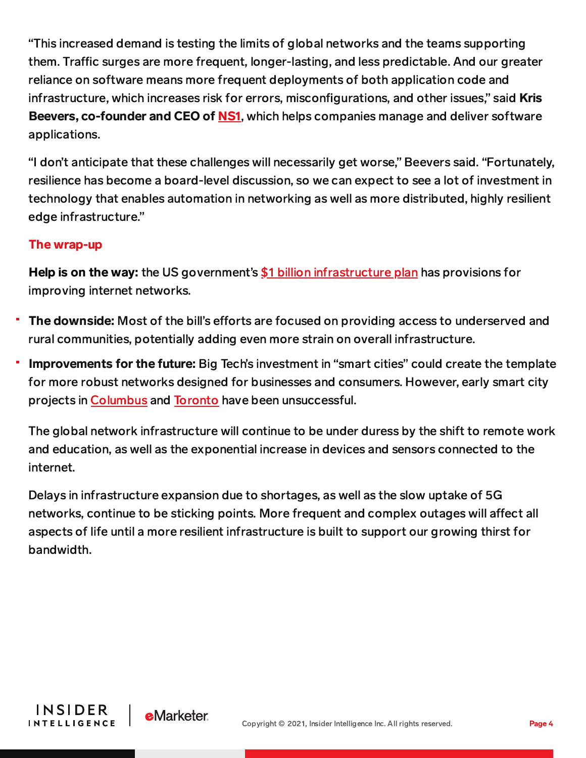"This increased demand is testing the limits of global networks and the teams supporting them. Traffic surges are more frequent, longer-lasting, and less predictable. And our greater reliance on software means more frequent deployments of both application code and infrastructure, which increases risk for errors, misconfigurations, and other issues," said **Kris Beevers, co-founder and CEO of NS1**, which helps companies manage and deliver software applications.

"I don't anticipate that these challenges will necessarily get worse," Beevers said. "Fortunately, resilience has become a board-level discussion, so we can expect to see a lot of investment in technology that enables automation in networking as well as more distributed, highly resilient edge infrastructure."

### The wrap-up

**Help is on the way:** the US government's $1 billion infrastructure plan has provisions for improving internet networks.

- **The downside:** Most of the bill's efforts are focused on providing access to underserved and rural communities, potentially adding even more strain on overall infrastructure.
- **Improvements for the future:** Big Tech's investment in "smart cities" could create the template for more robust networks designed for businesses and consumers. However, early smart city projects in Columbus and Toronto have been unsuccessful.

The global network infrastructure will continue to be under duress by the shift to remote work and education, as well as the exponential increase in devices and sensors connected to the internet.

Delays in infrastructure expansion due to shortages, as well as the slow uptake of 5G networks, continue to be sticking points. More frequent and complex outages will affect all aspects of life until a more resilient infrastructure is built to support our growing thirst for bandwidth.